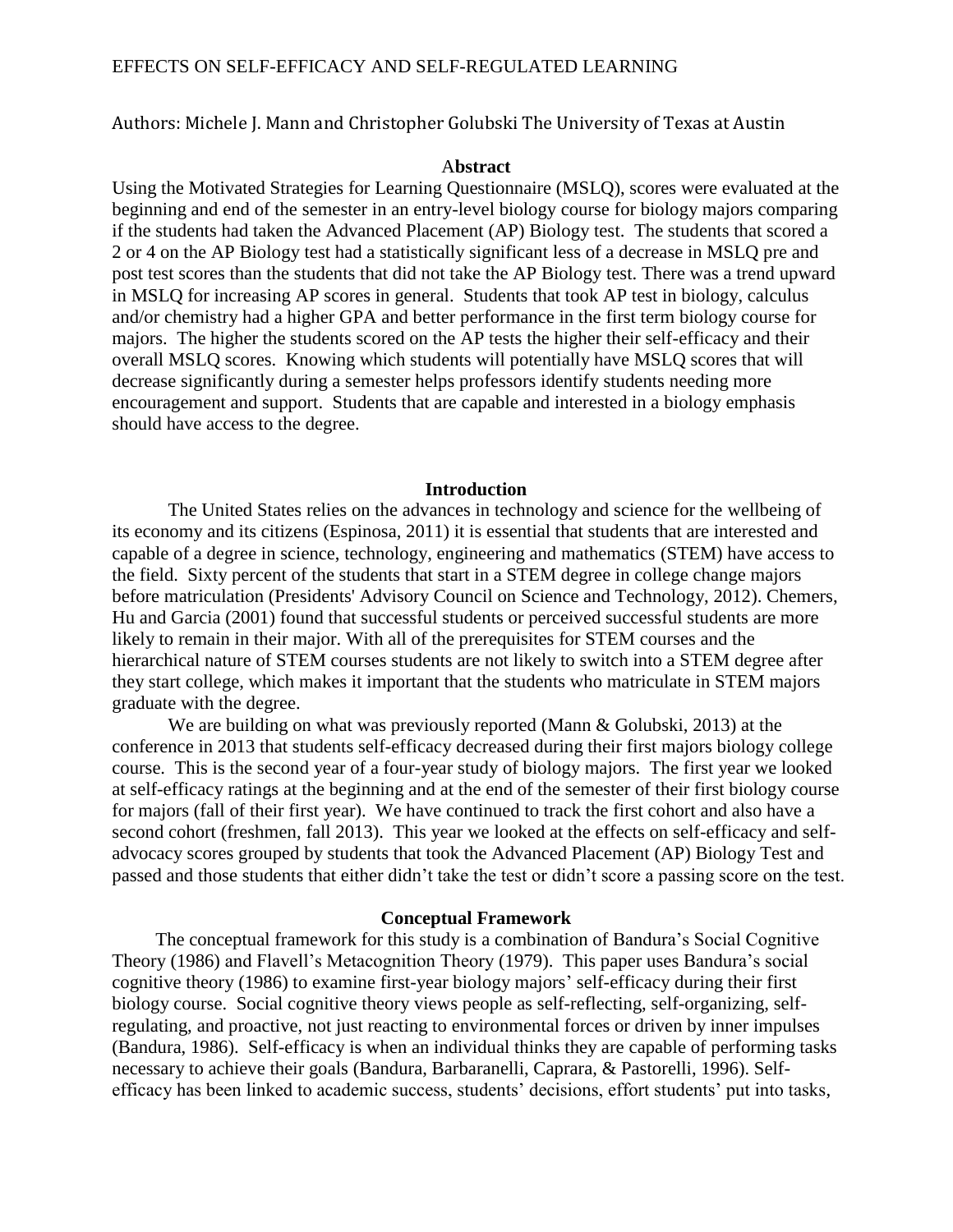# EFFECTS ON SELF-EFFICACY AND SELF-REGULATED LEARNING

Authors: Michele J. Mann and Christopher Golubski The University of Texas at Austin

## Abstract

Using the Motivated Strategies for Learning Questionnaire (MSLQ), scores were evaluated at the beginning and end of the semester in an entry-level biology course for biology majors comparing if the students had taken the Advanced Placement (AP) Biology test. The students that scored a 2 or 4 on the AP Biology test had a statistically significant less of a decrease in MSLQ pre and post test scores than the students that did not take the AP Biology test. There was a trend upward in MSLQ for increasing AP scores in general. Students that took AP test in biology, calculus and/or chemistry had a higher GPA and better performance in the first term biology course for majors. The higher the students scored on the AP tests the higher their self-efficacy and their overall MSLQ scores. Knowing which students will potentially have MSLQ scores that will decrease significantly during a semester helps professors identify students needing more encouragement and support. Students that are capable and interested in a biology emphasis should have access to the degree.

## Introduction

The United States relies on the advances in technology and science for the wellbeing of its economy and its citizens (Espinosa, 2011) it is essential that students that are interested and capable of a degree in science, technology, engineering and mathematics (STEM) have access to the field. Sixty percent of the students that start in a STEM degree in college change majors before matriculation (Presidents' Advisory Council on Science and Technology, 2012). Chemers, Hu and Garcia (2001) found that successful students or perceived successful students are more likely to remain in their major. With all of the prerequisites for STEM courses and the hierarchical nature of STEM courses students are not likely to switch into a STEM degree after they start college, which makes it important that the students who matriculate in STEM majors graduate with the degree.

We are building on what was previously reported (Mann & Golubski, 2013) at the conference in 2013 that students self-efficacy decreased during their first majors biology college course. This is the second year of a four-year study of biology majors. The first year we looked at self-efficacy ratings at the beginning and at the end of the semester of their first biology course for majors (fall of their first year). We have continued to track the first cohort and also have a second cohort (freshmen, fall 2013). This year we looked at the effects on self-efficacy and self-advocacy scores grouped by students that took the Advanced Placement (AP) Biology Test and passed and those students that either didn't take the test or didn't score a passing score on the test.

## Conceptual Framework

The conceptual framework for this study is a combination of Bandura's Social Cognitive Theory (1986) and Flavell's Metacognition Theory (1979). This paper uses Bandura's social cognitive theory (1986) to examine first-year biology majors' self-efficacy during their first biology course. Social cognitive theory views people as self-reflecting, self-organizing, self-regulating, and proactive, not just reacting to environmental forces or driven by inner impulses (Bandura, 1986). Self-efficacy is when an individual thinks they are capable of performing tasks necessary to achieve their goals (Bandura, Barbaranelli, Caprara, & Pastorelli, 1996). Self-efficacy has been linked to academic success, students' decisions, effort students' put into tasks,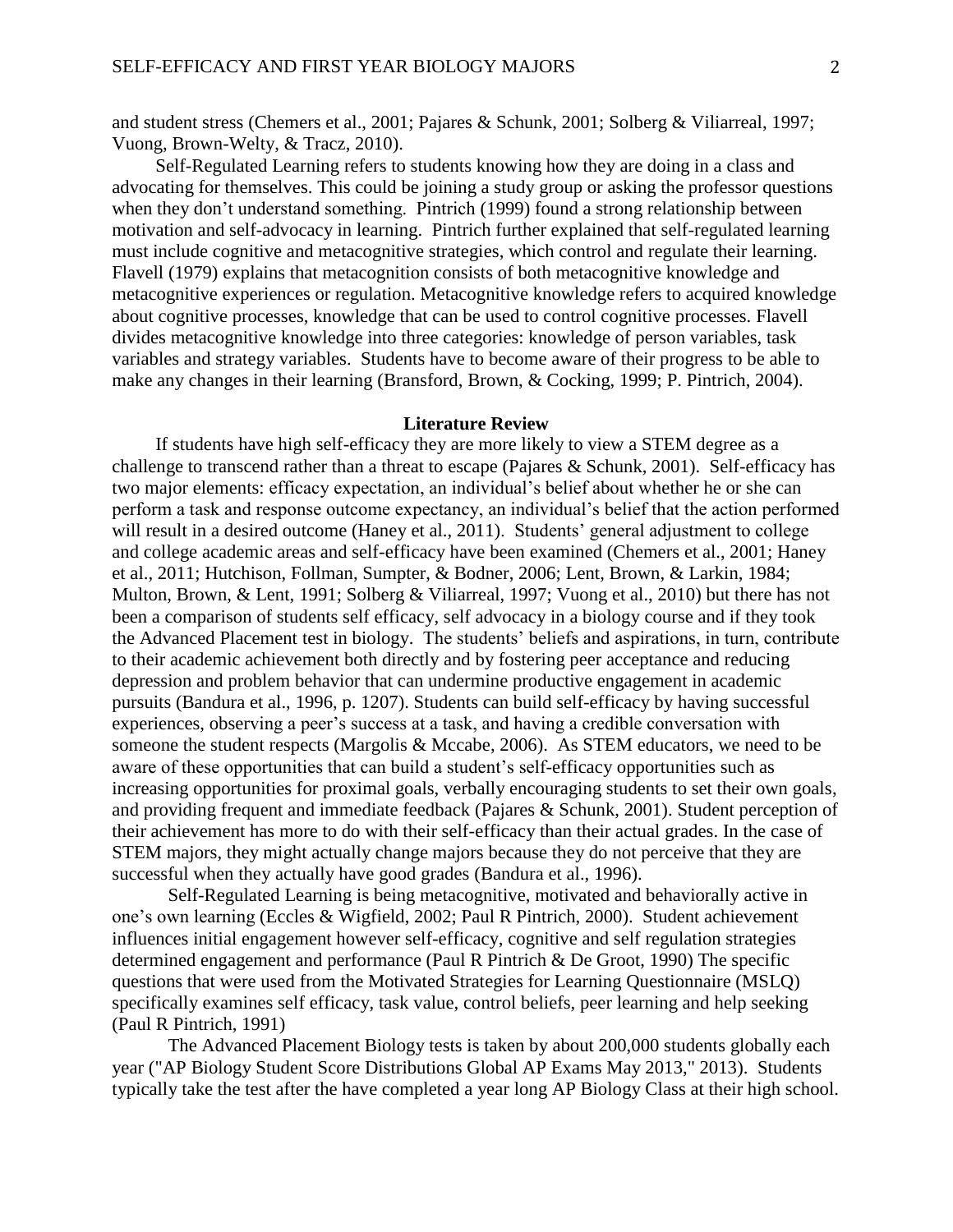and student stress (Chemers et al., 2001; Pajares & Schunk, 2001; Solberg & Viliarreal, 1997; Vuong, Brown-Welty, & Tracz, 2010).

Self-Regulated Learning refers to students knowing how they are doing in a class and advocating for themselves. This could be joining a study group or asking the professor questions when they don't understand something. Pintrich (1999) found a strong relationship between motivation and self-advocacy in learning. Pintrich further explained that self-regulated learning must include cognitive and metacognitive strategies, which control and regulate their learning. Flavell (1979) explains that metacognition consists of both metacognitive knowledge and metacognitive experiences or regulation. Metacognitive knowledge refers to acquired knowledge about cognitive processes, knowledge that can be used to control cognitive processes. Flavell divides metacognitive knowledge into three categories: knowledge of person variables, task variables and strategy variables. Students have to become aware of their progress to be able to make any changes in their learning (Bransford, Brown, & Cocking, 1999; P. Pintrich, 2004).

## Literature Review

If students have high self-efficacy they are more likely to view a STEM degree as a challenge to transcend rather than a threat to escape (Pajares & Schunk, 2001). Self-efficacy has two major elements: efficacy expectation, an individual's belief about whether he or she can perform a task and response outcome expectancy, an individual's belief that the action performed will result in a desired outcome (Haney et al., 2011). Students' general adjustment to college and college academic areas and self-efficacy have been examined (Chemers et al., 2001; Haney et al., 2011; Hutchison, Follman, Sumpter, & Bodner, 2006; Lent, Brown, & Larkin, 1984; Multon, Brown, & Lent, 1991; Solberg & Viliarreal, 1997; Vuong et al., 2010) but there has not been a comparison of students self efficacy, self advocacy in a biology course and if they took the Advanced Placement test in biology. The students' beliefs and aspirations, in turn, contribute to their academic achievement both directly and by fostering peer acceptance and reducing depression and problem behavior that can undermine productive engagement in academic pursuits (Bandura et al., 1996, p. 1207). Students can build self-efficacy by having successful experiences, observing a peer's success at a task, and having a credible conversation with someone the student respects (Margolis & Mccabe, 2006). As STEM educators, we need to be aware of these opportunities that can build a student's self-efficacy opportunities such as increasing opportunities for proximal goals, verbally encouraging students to set their own goals, and providing frequent and immediate feedback (Pajares & Schunk, 2001). Student perception of their achievement has more to do with their self-efficacy than their actual grades. In the case of STEM majors, they might actually change majors because they do not perceive that they are successful when they actually have good grades (Bandura et al., 1996).

Self-Regulated Learning is being metacognitive, motivated and behaviorally active in one's own learning (Eccles & Wigfield, 2002; Paul R Pintrich, 2000). Student achievement influences initial engagement however self-efficacy, cognitive and self regulation strategies determined engagement and performance (Paul R Pintrich & De Groot, 1990) The specific questions that were used from the Motivated Strategies for Learning Questionnaire (MSLQ) specifically examines self efficacy, task value, control beliefs, peer learning and help seeking (Paul R Pintrich, 1991)

The Advanced Placement Biology tests is taken by about 200,000 students globally each year ("AP Biology Student Score Distributions Global AP Exams May 2013," 2013). Students typically take the test after the have completed a year long AP Biology Class at their high school.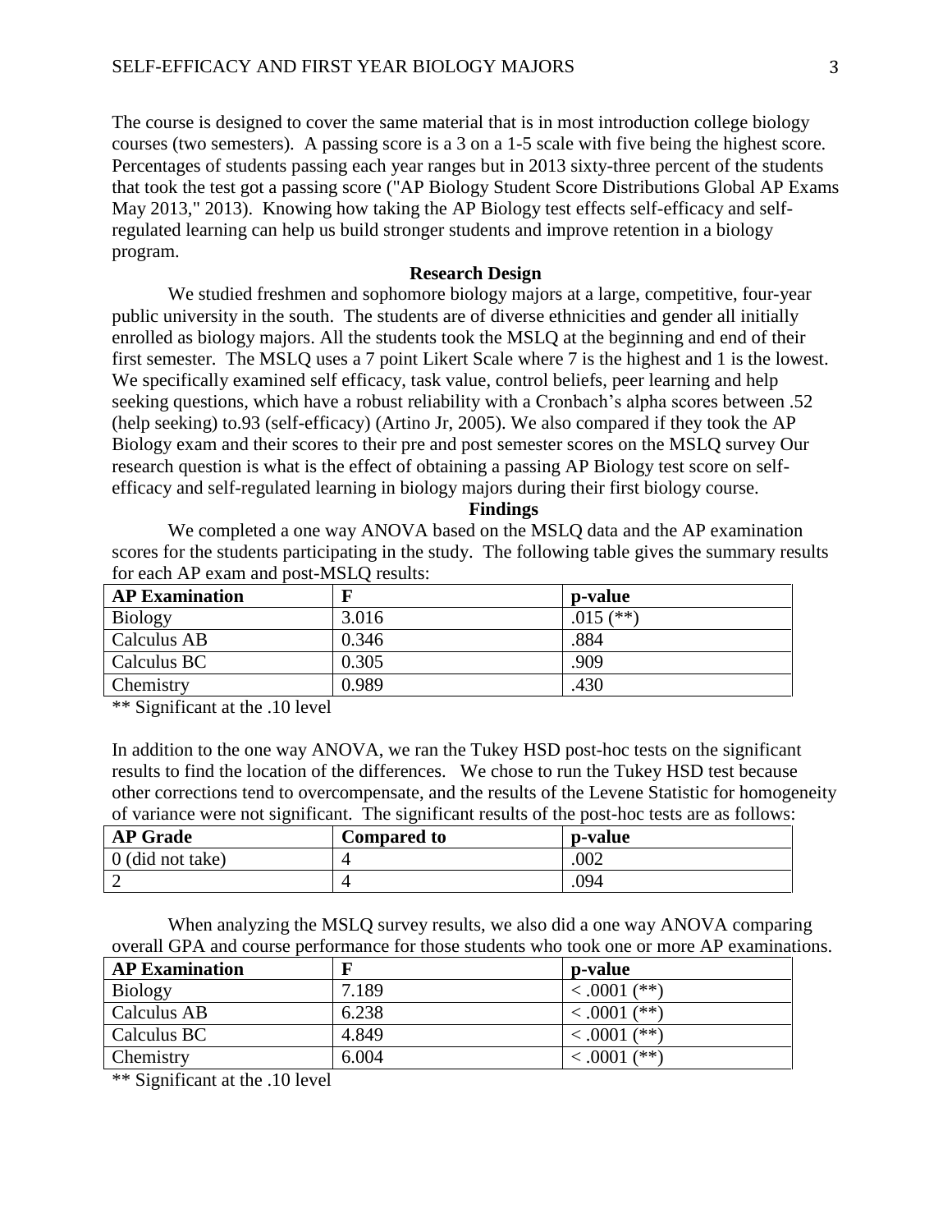The course is designed to cover the same material that is in most introduction college biology courses (two semesters). A passing score is a 3 on a 1-5 scale with five being the highest score. Percentages of students passing each year ranges but in 2013 sixty-three percent of the students that took the test got a passing score ("AP Biology Student Score Distributions Global AP Exams May 2013," 2013). Knowing how taking the AP Biology test effects self-efficacy and self-regulated learning can help us build stronger students and improve retention in a biology program.

## Research Design

We studied freshmen and sophomore biology majors at a large, competitive, four-year public university in the south. The students are of diverse ethnicities and gender all initially enrolled as biology majors. All the students took the MSLQ at the beginning and end of their first semester. The MSLQ uses a 7 point Likert Scale where 7 is the highest and 1 is the lowest. We specifically examined self efficacy, task value, control beliefs, peer learning and help seeking questions, which have a robust reliability with a Cronbach's alpha scores between .52 (help seeking) to.93 (self-efficacy) (Artino Jr, 2005). We also compared if they took the AP Biology exam and their scores to their pre and post semester scores on the MSLQ survey Our research question is what is the effect of obtaining a passing AP Biology test score on self-efficacy and self-regulated learning in biology majors during their first biology course.

## Findings

We completed a one way ANOVA based on the MSLQ data and the AP examination scores for the students participating in the study. The following table gives the summary results for each AP exam and post-MSLQ results:

| AP Examination | F | p-value |
|---|---|---|
| Biology | 3.016 | .015 (**) |
| Calculus AB | 0.346 | .884 |
| Calculus BC | 0.305 | .909 |
| Chemistry | 0.989 | .430 |

** Significant at the .10 level

In addition to the one way ANOVA, we ran the Tukey HSD post-hoc tests on the significant results to find the location of the differences. We chose to run the Tukey HSD test because other corrections tend to overcompensate, and the results of the Levene Statistic for homogeneity of variance were not significant. The significant results of the post-hoc tests are as follows:

| AP Grade | Compared to | p-value |
|---|---|---|
| 0 (did not take) | 4 | .002 |
| 2 | 4 | .094 |

When analyzing the MSLQ survey results, we also did a one way ANOVA comparing overall GPA and course performance for those students who took one or more AP examinations.

| AP Examination | F | p-value |
|---|---|---|
| Biology | 7.189 | < .0001 (**) |
| Calculus AB | 6.238 | < .0001 (**) |
| Calculus BC | 4.849 | < .0001 (**) |
| Chemistry | 6.004 | < .0001 (**) |

** Significant at the .10 level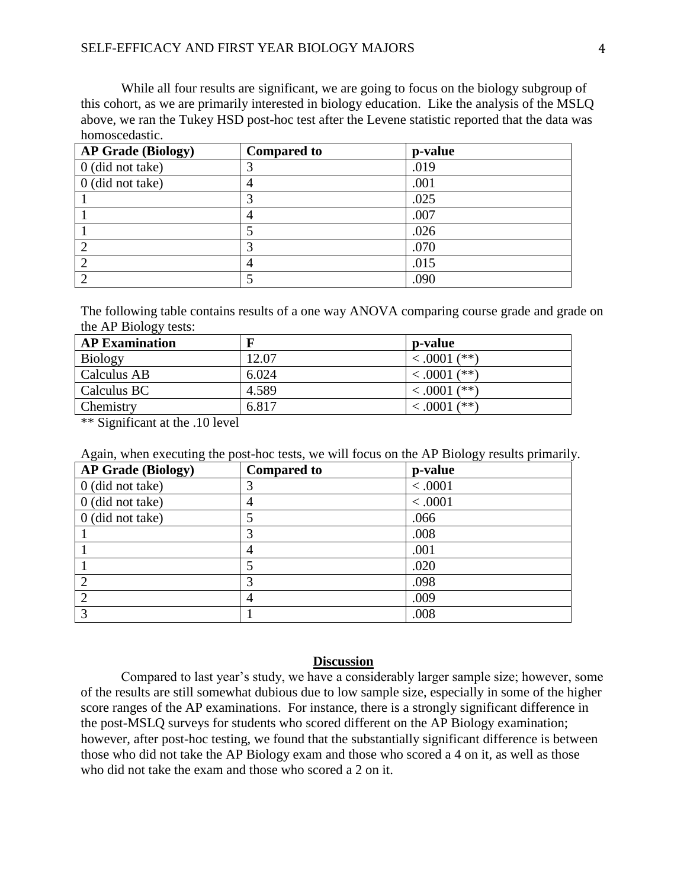While all four results are significant, we are going to focus on the biology subgroup of this cohort, as we are primarily interested in biology education. Like the analysis of the MSLQ above, we ran the Tukey HSD post-hoc test after the Levene statistic reported that the data was homoscedastic.

| **AP Grade (Biology)** | **Compared to** | **p-value** |
|---|---|---|
| 0 (did not take) | 3 | .019 |
| 0 (did not take) | 4 | .001 |
| 1 | 3 | .025 |
| 1 | 4 | .007 |
| 1 | 5 | .026 |
| 2 | 3 | .070 |
| 2 | 4 | .015 |
| 2 | 5 | .090 |

The following table contains results of a one way ANOVA comparing course grade and grade on the AP Biology tests:

| **AP Examination** | **F** | **p-value** |
|---|---|---|
| Biology | 12.07 | < .0001 (**) |
| Calculus AB | 6.024 | < .0001 (**) |
| Calculus BC | 4.589 | < .0001 (**) |
| Chemistry | 6.817 | < .0001 (**) |

** Significant at the .10 level

Again, when executing the post-hoc tests, we will focus on the AP Biology results primarily.

| **AP Grade (Biology)** | **Compared to** | **p-value** |
|---|---|---|
| 0 (did not take) | 3 | < .0001 |
| 0 (did not take) | 4 | < .0001 |
| 0 (did not take) | 5 | .066 |
| 1 | 3 | .008 |
| 1 | 4 | .001 |
| 1 | 5 | .020 |
| 2 | 3 | .098 |
| 2 | 4 | .009 |
| 3 | 1 | .008 |

## **Discussion**

Compared to last year's study, we have a considerably larger sample size; however, some of the results are still somewhat dubious due to low sample size, especially in some of the higher score ranges of the AP examinations. For instance, there is a strongly significant difference in the post-MSLQ surveys for students who scored different on the AP Biology examination; however, after post-hoc testing, we found that the substantially significant difference is between those who did not take the AP Biology exam and those who scored a 4 on it, as well as those who did not take the exam and those who scored a 2 on it.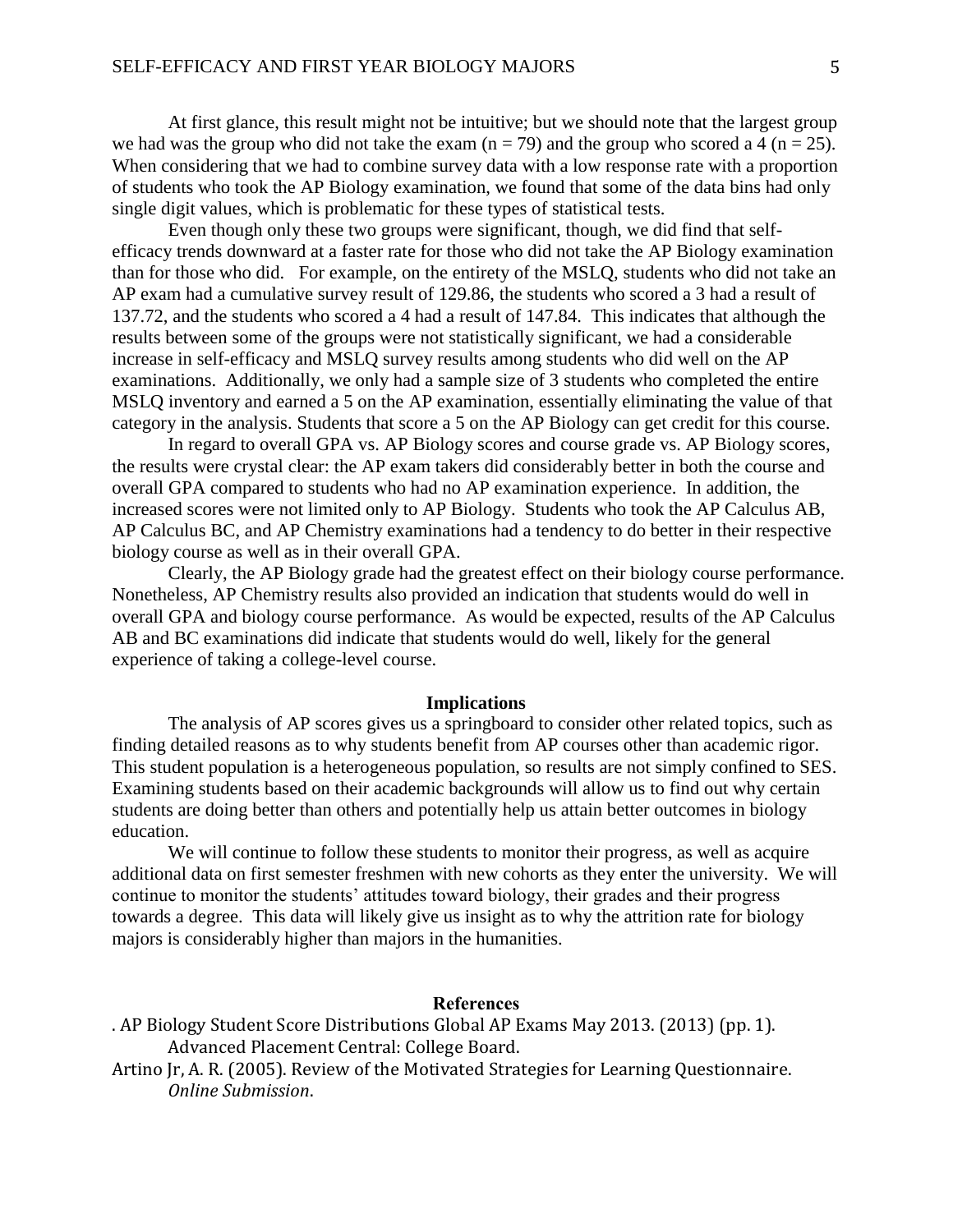At first glance, this result might not be intuitive; but we should note that the largest group we had was the group who did not take the exam ($n = 79$) and the group who scored a 4 ($n = 25$). When considering that we had to combine survey data with a low response rate with a proportion of students who took the AP Biology examination, we found that some of the data bins had only single digit values, which is problematic for these types of statistical tests.

Even though only these two groups were significant, though, we did find that self-efficacy trends downward at a faster rate for those who did not take the AP Biology examination than for those who did. For example, on the entirety of the MSLQ, students who did not take an AP exam had a cumulative survey result of 129.86, the students who scored a 3 had a result of 137.72, and the students who scored a 4 had a result of 147.84. This indicates that although the results between some of the groups were not statistically significant, we had a considerable increase in self-efficacy and MSLQ survey results among students who did well on the AP examinations. Additionally, we only had a sample size of 3 students who completed the entire MSLQ inventory and earned a 5 on the AP examination, essentially eliminating the value of that category in the analysis. Students that score a 5 on the AP Biology can get credit for this course.

In regard to overall GPA vs. AP Biology scores and course grade vs. AP Biology scores, the results were crystal clear: the AP exam takers did considerably better in both the course and overall GPA compared to students who had no AP examination experience. In addition, the increased scores were not limited only to AP Biology. Students who took the AP Calculus AB, AP Calculus BC, and AP Chemistry examinations had a tendency to do better in their respective biology course as well as in their overall GPA.

Clearly, the AP Biology grade had the greatest effect on their biology course performance. Nonetheless, AP Chemistry results also provided an indication that students would do well in overall GPA and biology course performance. As would be expected, results of the AP Calculus AB and BC examinations did indicate that students would do well, likely for the general experience of taking a college-level course.

## Implications

The analysis of AP scores gives us a springboard to consider other related topics, such as finding detailed reasons as to why students benefit from AP courses other than academic rigor. This student population is a heterogeneous population, so results are not simply confined to SES. Examining students based on their academic backgrounds will allow us to find out why certain students are doing better than others and potentially help us attain better outcomes in biology education.

We will continue to follow these students to monitor their progress, as well as acquire additional data on first semester freshmen with new cohorts as they enter the university. We will continue to monitor the students' attitudes toward biology, their grades and their progress towards a degree. This data will likely give us insight as to why the attrition rate for biology majors is considerably higher than majors in the humanities.

## References

. AP Biology Student Score Distributions Global AP Exams May 2013. (2013) (pp. 1). Advanced Placement Central: College Board.

Artino Jr, A. R. (2005). Review of the Motivated Strategies for Learning Questionnaire. *Online Submission*.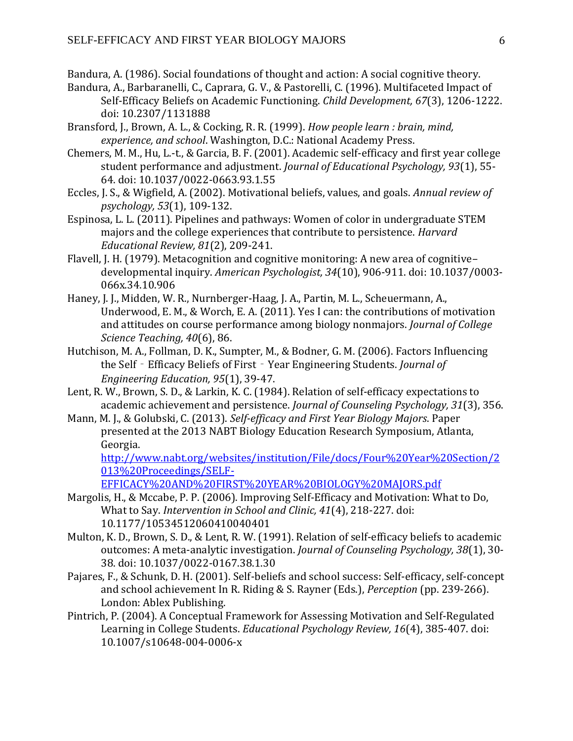Bandura, A. (1986). Social foundations of thought and action: A social cognitive theory.

Bandura, A., Barbaranelli, C., Caprara, G. V., & Pastorelli, C. (1996). Multifaceted Impact of Self-Efficacy Beliefs on Academic Functioning. *Child Development, 67*(3), 1206-1222. doi: 10.2307/1131888

Bransford, J., Brown, A. L., & Cocking, R. R. (1999). *How people learn : brain, mind, experience, and school*. Washington, D.C.: National Academy Press.

Chemers, M. M., Hu, L.-t., & Garcia, B. F. (2001). Academic self-efficacy and first year college student performance and adjustment. *Journal of Educational Psychology, 93*(1), 55-64. doi: 10.1037/0022-0663.93.1.55

Eccles, J. S., & Wigfield, A. (2002). Motivational beliefs, values, and goals. *Annual review of psychology, 53*(1), 109-132.

Espinosa, L. L. (2011). Pipelines and pathways: Women of color in undergraduate STEM majors and the college experiences that contribute to persistence. *Harvard Educational Review, 81*(2), 209-241.

Flavell, J. H. (1979). Metacognition and cognitive monitoring: A new area of cognitive–developmental inquiry. *American Psychologist, 34*(10), 906-911. doi: 10.1037/0003-066x.34.10.906

Haney, J. J., Midden, W. R., Nurnberger-Haag, J. A., Partin, M. L., Scheuermann, A., Underwood, E. M., & Worch, E. A. (2011). Yes I can: the contributions of motivation and attitudes on course performance among biology nonmajors. *Journal of College Science Teaching, 40*(6), 86.

Hutchison, M. A., Follman, D. K., Sumpter, M., & Bodner, G. M. (2006). Factors Influencing the Self‐Efficacy Beliefs of First‐Year Engineering Students. *Journal of Engineering Education, 95*(1), 39-47.

Lent, R. W., Brown, S. D., & Larkin, K. C. (1984). Relation of self-efficacy expectations to academic achievement and persistence. *Journal of Counseling Psychology, 31*(3), 356.

Mann, M. J., & Golubski, C. (2013). *Self-efficacy and First Year Biology Majors*. Paper presented at the 2013 NABT Biology Education Research Symposium, Atlanta, Georgia. http://www.nabt.org/websites/institution/File/docs/Four%20Year%20Section/2013%20Proceedings/SELF-EFFICACY%20AND%20FIRST%20YEAR%20BIOLOGY%20MAJORS.pdf

Margolis, H., & Mccabe, P. P. (2006). Improving Self-Efficacy and Motivation: What to Do, What to Say. *Intervention in School and Clinic, 41*(4), 218-227. doi: 10.1177/10534512060410040401

Multon, K. D., Brown, S. D., & Lent, R. W. (1991). Relation of self-efficacy beliefs to academic outcomes: A meta-analytic investigation. *Journal of Counseling Psychology, 38*(1), 30-38. doi: 10.1037/0022-0167.38.1.30

Pajares, F., & Schunk, D. H. (2001). Self-beliefs and school success: Self-efficacy, self-concept and school achievement In R. Riding & S. Rayner (Eds.), *Perception* (pp. 239-266). London: Ablex Publishing.

Pintrich, P. (2004). A Conceptual Framework for Assessing Motivation and Self-Regulated Learning in College Students. *Educational Psychology Review, 16*(4), 385-407. doi: 10.1007/s10648-004-0006-x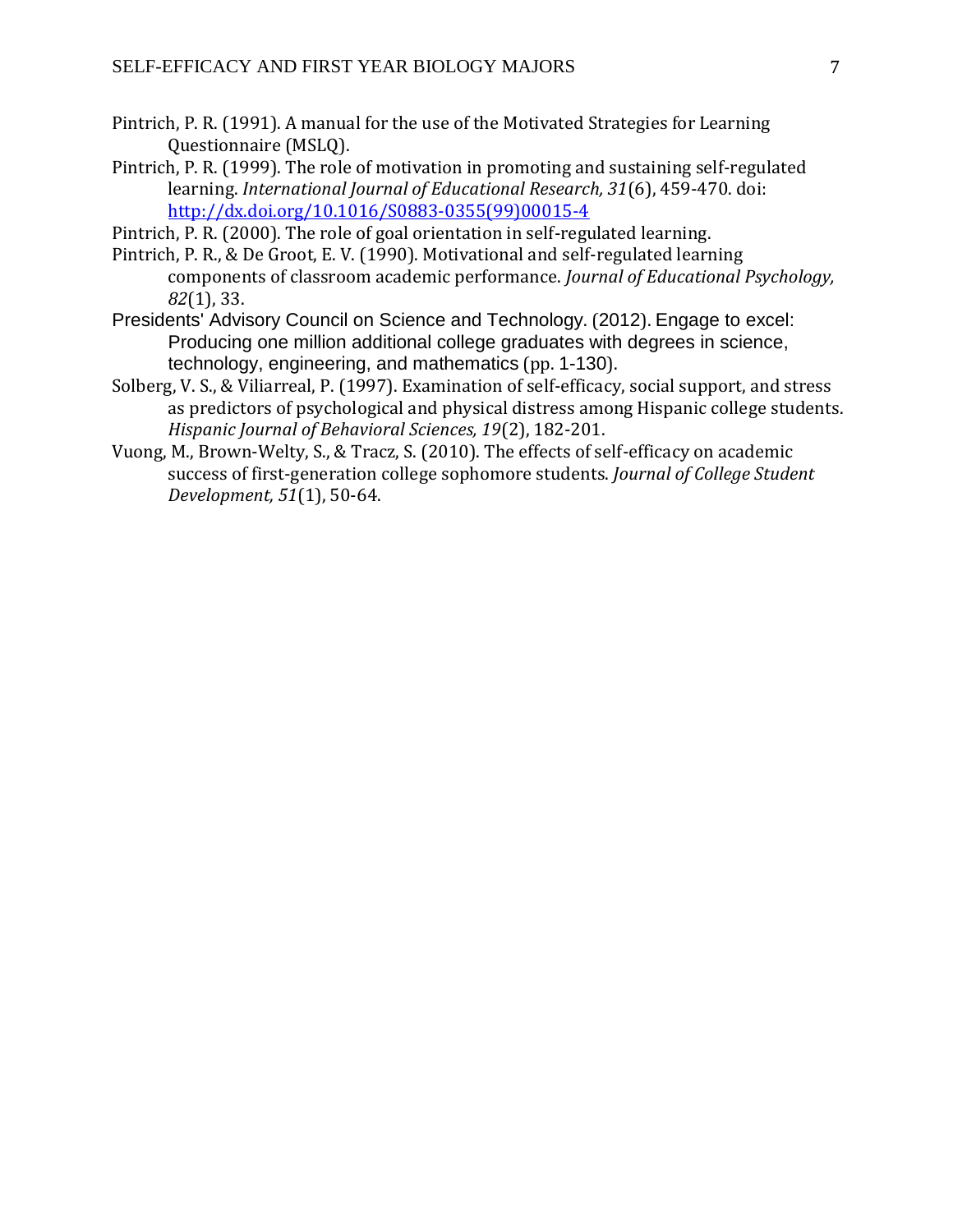Pintrich, P. R. (1991). A manual for the use of the Motivated Strategies for Learning Questionnaire (MSLQ).

Pintrich, P. R. (1999). The role of motivation in promoting and sustaining self-regulated learning. *International Journal of Educational Research, 31*(6), 459-470. doi: http://dx.doi.org/10.1016/S0883-0355(99)00015-4

Pintrich, P. R. (2000). The role of goal orientation in self-regulated learning.

Pintrich, P. R., & De Groot, E. V. (1990). Motivational and self-regulated learning components of classroom academic performance. *Journal of Educational Psychology, 82*(1), 33.

Presidents' Advisory Council on Science and Technology. (2012). Engage to excel: Producing one million additional college graduates with degrees in science, technology, engineering, and mathematics (pp. 1-130).

Solberg, V. S., & Viliarreal, P. (1997). Examination of self-efficacy, social support, and stress as predictors of psychological and physical distress among Hispanic college students. *Hispanic Journal of Behavioral Sciences, 19*(2), 182-201.

Vuong, M., Brown-Welty, S., & Tracz, S. (2010). The effects of self-efficacy on academic success of first-generation college sophomore students. *Journal of College Student Development, 51*(1), 50-64.